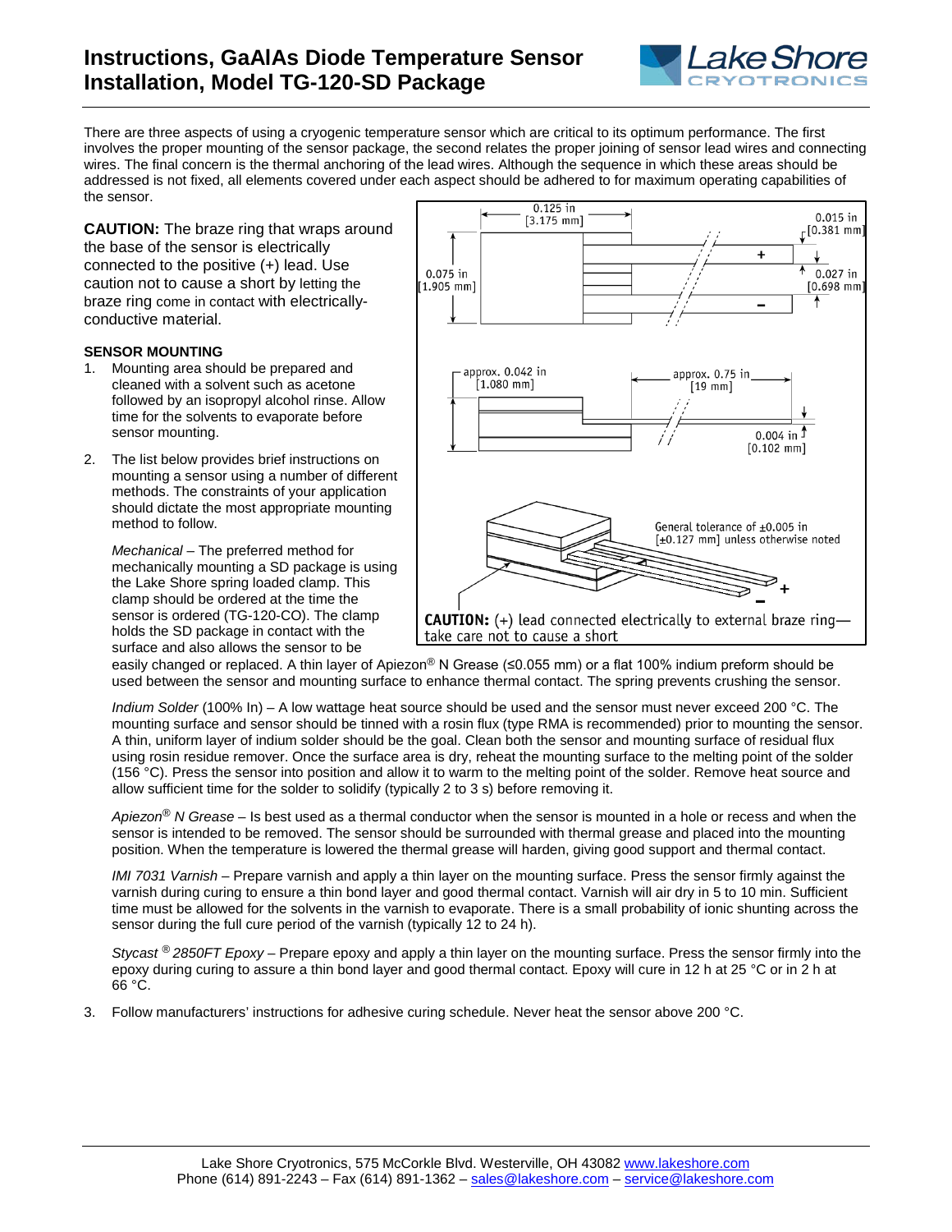# Instructions, GaAlAs Diode Temperature Sensor Installation, Model TG-120-SD Package

There are three aspects of using a cryogenic temperature sensor which are critical to its optimum performance. The first involves the proper mounting of the sensor package, the second relates the proper joining of sensor lead wires and connecting wires. The final concern is the thermal anchoring of the lead wires. Although the sequence in which these areas should be addressed is not fixed, all elements covered under each aspect should be adhered to for maximum operating capabilities of the sensor.

**CAUTION:** The braze ring that wraps around the base of the sensor is electrically connected to the positive (+) lead. Use caution not to cause a short by letting the braze ring come in contact with electrically-conductive material.

0.125 in [3.175 mm]; 0.015 in [0.381 mm]; 0.075 in [1.905 mm]; 0.027 in [0.698 mm]; approx. 0.042 in [1.080 mm]; approx. 0.75 in [19 mm]; 0.004 in [0.102 mm]

General tolerance of ±0.005 in [±0.127 mm] unless otherwise noted

**CAUTION:** (+) lead connected electrically to external braze ring—take care not to cause a short

### SENSOR MOUNTING

1. Mounting area should be prepared and cleaned with a solvent such as acetone followed by an isopropyl alcohol rinse. Allow time for the solvents to evaporate before sensor mounting.

2. The list below provides brief instructions on mounting a sensor using a number of different methods. The constraints of your application should dictate the most appropriate mounting method to follow.

   *Mechanical* – The preferred method for mechanically mounting a SD package is using the Lake Shore spring loaded clamp. This clamp should be ordered at the time the sensor is ordered (TG-120-CO). The clamp holds the SD package in contact with the surface and also allows the sensor to be easily changed or replaced. A thin layer of Apiezon® N Grease (≤0.055 mm) or a flat 100% indium preform should be used between the sensor and mounting surface to enhance thermal contact. The spring prevents crushing the sensor.

   *Indium Solder* (100% In) – A low wattage heat source should be used and the sensor must never exceed 200 °C. The mounting surface and sensor should be tinned with a rosin flux (type RMA is recommended) prior to mounting the sensor. A thin, uniform layer of indium solder should be the goal. Clean both the sensor and mounting surface of residual flux using rosin residue remover. Once the surface area is dry, reheat the mounting surface to the melting point of the solder (156 °C). Press the sensor into position and allow it to warm to the melting point of the solder. Remove heat source and allow sufficient time for the solder to solidify (typically 2 to 3 s) before removing it.

   *Apiezon® N Grease* – Is best used as a thermal conductor when the sensor is mounted in a hole or recess and when the sensor is intended to be removed. The sensor should be surrounded with thermal grease and placed into the mounting position. When the temperature is lowered the thermal grease will harden, giving good support and thermal contact.

   *IMI 7031 Varnish* – Prepare varnish and apply a thin layer on the mounting surface. Press the sensor firmly against the varnish during curing to ensure a thin bond layer and good thermal contact. Varnish will air dry in 5 to 10 min. Sufficient time must be allowed for the solvents in the varnish to evaporate. There is a small probability of ionic shunting across the sensor during the full cure period of the varnish (typically 12 to 24 h).

   *Stycast ® 2850FT Epoxy* – Prepare epoxy and apply a thin layer on the mounting surface. Press the sensor firmly into the epoxy during curing to assure a thin bond layer and good thermal contact. Epoxy will cure in 12 h at 25 °C or in 2 h at 66 °C.

3. Follow manufacturers' instructions for adhesive curing schedule. Never heat the sensor above 200 °C.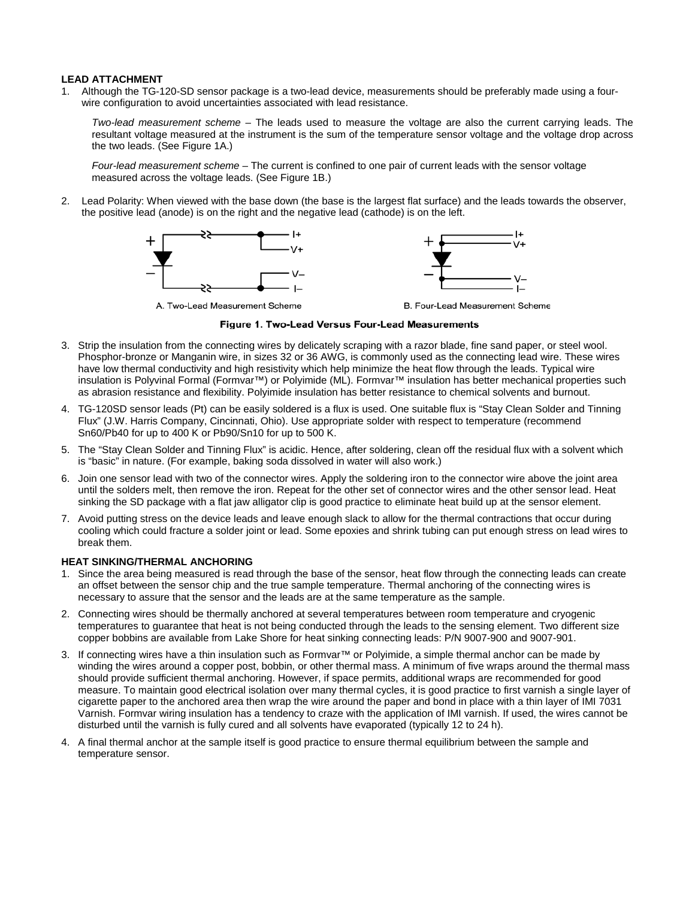**LEAD ATTACHMENT**

1. Although the TG-120-SD sensor package is a two-lead device, measurements should be preferably made using a four-wire configuration to avoid uncertainties associated with lead resistance.

   *Two-lead measurement scheme* – The leads used to measure the voltage are also the current carrying leads. The resultant voltage measured at the instrument is the sum of the temperature sensor voltage and the voltage drop across the two leads. (See Figure 1A.)

   *Four-lead measurement scheme* – The current is confined to one pair of current leads with the sensor voltage measured across the voltage leads. (See Figure 1B.)

2. Lead Polarity: When viewed with the base down (the base is the largest flat surface) and the leads towards the observer, the positive lead (anode) is on the right and the negative lead (cathode) is on the left.

A. Two-Lead Measurement Scheme

B. Four-Lead Measurement Scheme

**Figure 1. Two-Lead Versus Four-Lead Measurements**

3. Strip the insulation from the connecting wires by delicately scraping with a razor blade, fine sand paper, or steel wool. Phosphor-bronze or Manganin wire, in sizes 32 or 36 AWG, is commonly used as the connecting lead wire. These wires have low thermal conductivity and high resistivity which help minimize the heat flow through the leads. Typical wire insulation is Polyvinal Formal (Formvar™) or Polyimide (ML). Formvar™ insulation has better mechanical properties such as abrasion resistance and flexibility. Polyimide insulation has better resistance to chemical solvents and burnout.

4. TG-120SD sensor leads (Pt) can be easily soldered is a flux is used. One suitable flux is "Stay Clean Solder and Tinning Flux" (J.W. Harris Company, Cincinnati, Ohio). Use appropriate solder with respect to temperature (recommend Sn60/Pb40 for up to 400 K or Pb90/Sn10 for up to 500 K.

5. The "Stay Clean Solder and Tinning Flux" is acidic. Hence, after soldering, clean off the residual flux with a solvent which is "basic" in nature. (For example, baking soda dissolved in water will also work.)

6. Join one sensor lead with two of the connector wires. Apply the soldering iron to the connector wire above the joint area until the solders melt, then remove the iron. Repeat for the other set of connector wires and the other sensor lead. Heat sinking the SD package with a flat jaw alligator clip is good practice to eliminate heat build up at the sensor element.

7. Avoid putting stress on the device leads and leave enough slack to allow for the thermal contractions that occur during cooling which could fracture a solder joint or lead. Some epoxies and shrink tubing can put enough stress on lead wires to break them.

**HEAT SINKING/THERMAL ANCHORING**

1. Since the area being measured is read through the base of the sensor, heat flow through the connecting leads can create an offset between the sensor chip and the true sample temperature. Thermal anchoring of the connecting wires is necessary to assure that the sensor and the leads are at the same temperature as the sample.

2. Connecting wires should be thermally anchored at several temperatures between room temperature and cryogenic temperatures to guarantee that heat is not being conducted through the leads to the sensing element. Two different size copper bobbins are available from Lake Shore for heat sinking connecting leads: P/N 9007-900 and 9007-901.

3. If connecting wires have a thin insulation such as Formvar™ or Polyimide, a simple thermal anchor can be made by winding the wires around a copper post, bobbin, or other thermal mass. A minimum of five wraps around the thermal mass should provide sufficient thermal anchoring. However, if space permits, additional wraps are recommended for good measure. To maintain good electrical isolation over many thermal cycles, it is good practice to first varnish a single layer of cigarette paper to the anchored area then wrap the wire around the paper and bond in place with a thin layer of IMI 7031 Varnish. Formvar wiring insulation has a tendency to craze with the application of IMI varnish. If used, the wires cannot be disturbed until the varnish is fully cured and all solvents have evaporated (typically 12 to 24 h).

4. A final thermal anchor at the sample itself is good practice to ensure thermal equilibrium between the sample and temperature sensor.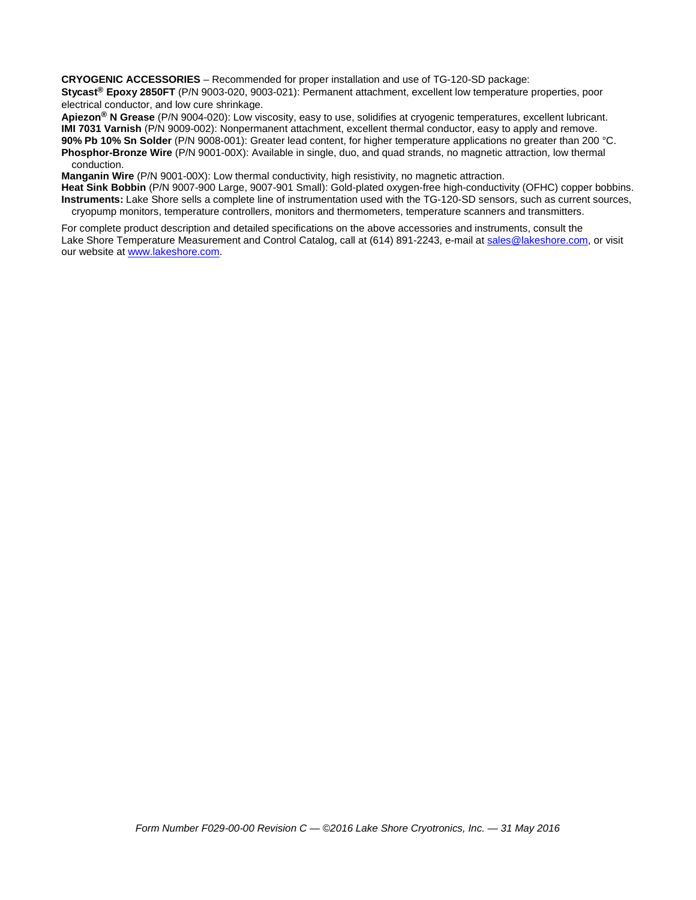**CRYOGENIC ACCESSORIES** – Recommended for proper installation and use of TG-120-SD package:

**Stycast® Epoxy 2850FT** (P/N 9003-020, 9003-021): Permanent attachment, excellent low temperature properties, poor electrical conductor, and low cure shrinkage.

**Apiezon® N Grease** (P/N 9004-020): Low viscosity, easy to use, solidifies at cryogenic temperatures, excellent lubricant.

**IMI 7031 Varnish** (P/N 9009-002): Nonpermanent attachment, excellent thermal conductor, easy to apply and remove.

**90% Pb 10% Sn Solder** (P/N 9008-001): Greater lead content, for higher temperature applications no greater than 200 °C.

**Phosphor-Bronze Wire** (P/N 9001-00X): Available in single, duo, and quad strands, no magnetic attraction, low thermal conduction.

**Manganin Wire** (P/N 9001-00X): Low thermal conductivity, high resistivity, no magnetic attraction.

**Heat Sink Bobbin** (P/N 9007-900 Large, 9007-901 Small): Gold-plated oxygen-free high-conductivity (OFHC) copper bobbins.

**Instruments:** Lake Shore sells a complete line of instrumentation used with the TG-120-SD sensors, such as current sources, cryopump monitors, temperature controllers, monitors and thermometers, temperature scanners and transmitters.

For complete product description and detailed specifications on the above accessories and instruments, consult the Lake Shore Temperature Measurement and Control Catalog, call at (614) 891-2243, e-mail at sales@lakeshore.com, or visit our website at www.lakeshore.com.

*Form Number F029-00-00 Revision C — ©2016 Lake Shore Cryotronics, Inc. — 31 May 2016*